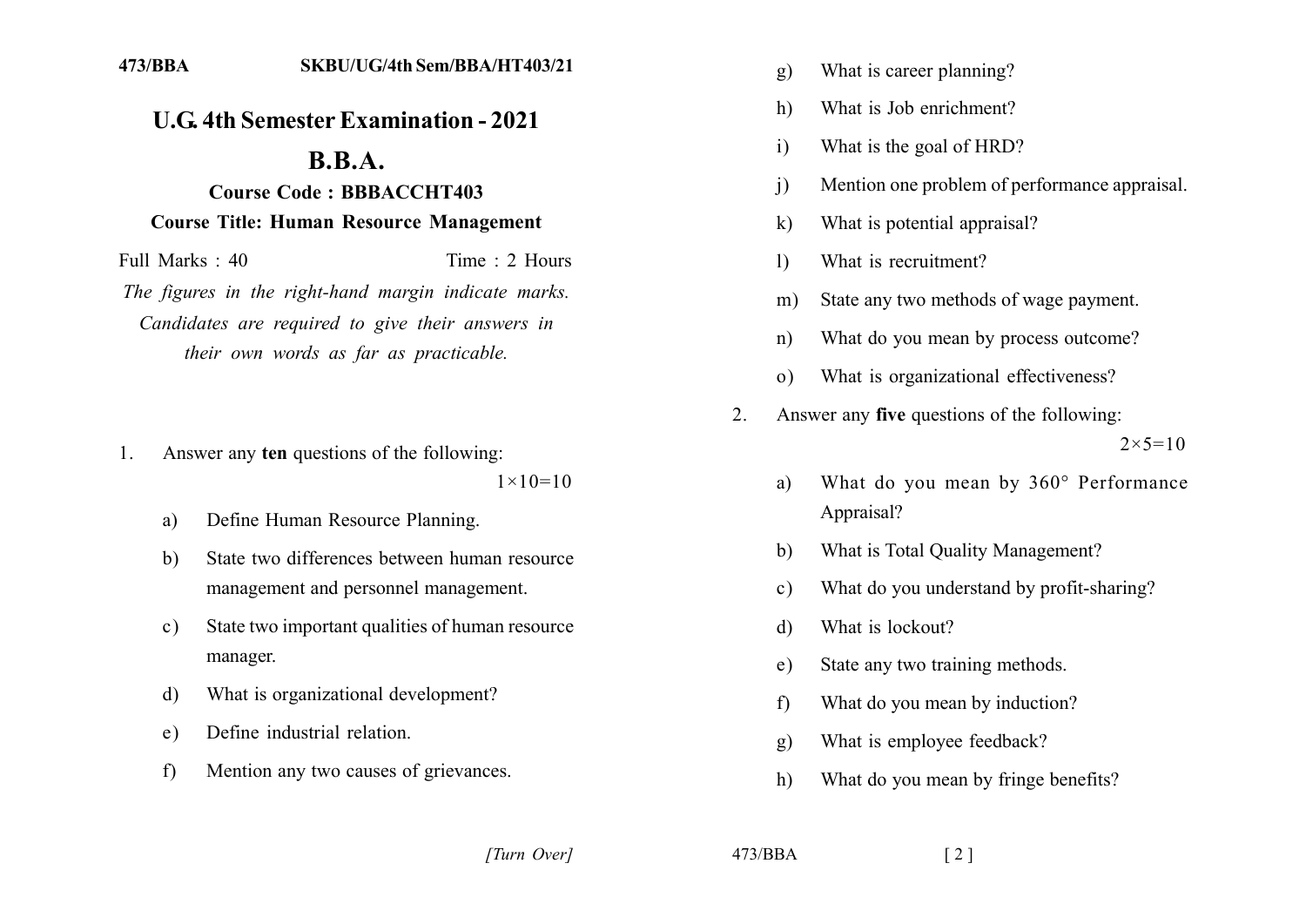473/BBA SKBU/UG/4th Sem/BBA/HT403/21

# U.G. 4th Semester Examination - 2021

## B.B.A.

### Course Code : BBBACCHT403

### Course Title: Human Resource Management

Full Marks : 40 Time : 2 Hours

*The figures in the right-hand margin indicate marks. Candidates are required to give their answers in their own words as far as practicable.*

1. Answer any **ten** questions of the following: $1\times10=10$

   a) Define Human Resource Planning.

   b) State two differences between human resource management and personnel management.

   c) State two important qualities of human resource manager.

   d) What is organizational development?

   e) Define industrial relation.

   f) Mention any two causes of grievances.

   g) What is career planning?

   h) What is Job enrichment?

   i) What is the goal of HRD?

   j) Mention one problem of performance appraisal.

   k) What is potential appraisal?

   l) What is recruitment?

   m) State any two methods of wage payment.

   n) What do you mean by process outcome?

   o) What is organizational effectiveness?

2. Answer any **five** questions of the following: $2\times5=10$

   a) What do you mean by 360° Performance Appraisal?

   b) What is Total Quality Management?

   c) What do you understand by profit-sharing?

   d) What is lockout?

   e) State any two training methods.

   f) What do you mean by induction?

   g) What is employee feedback?

   h) What do you mean by fringe benefits?

*[Turn Over]*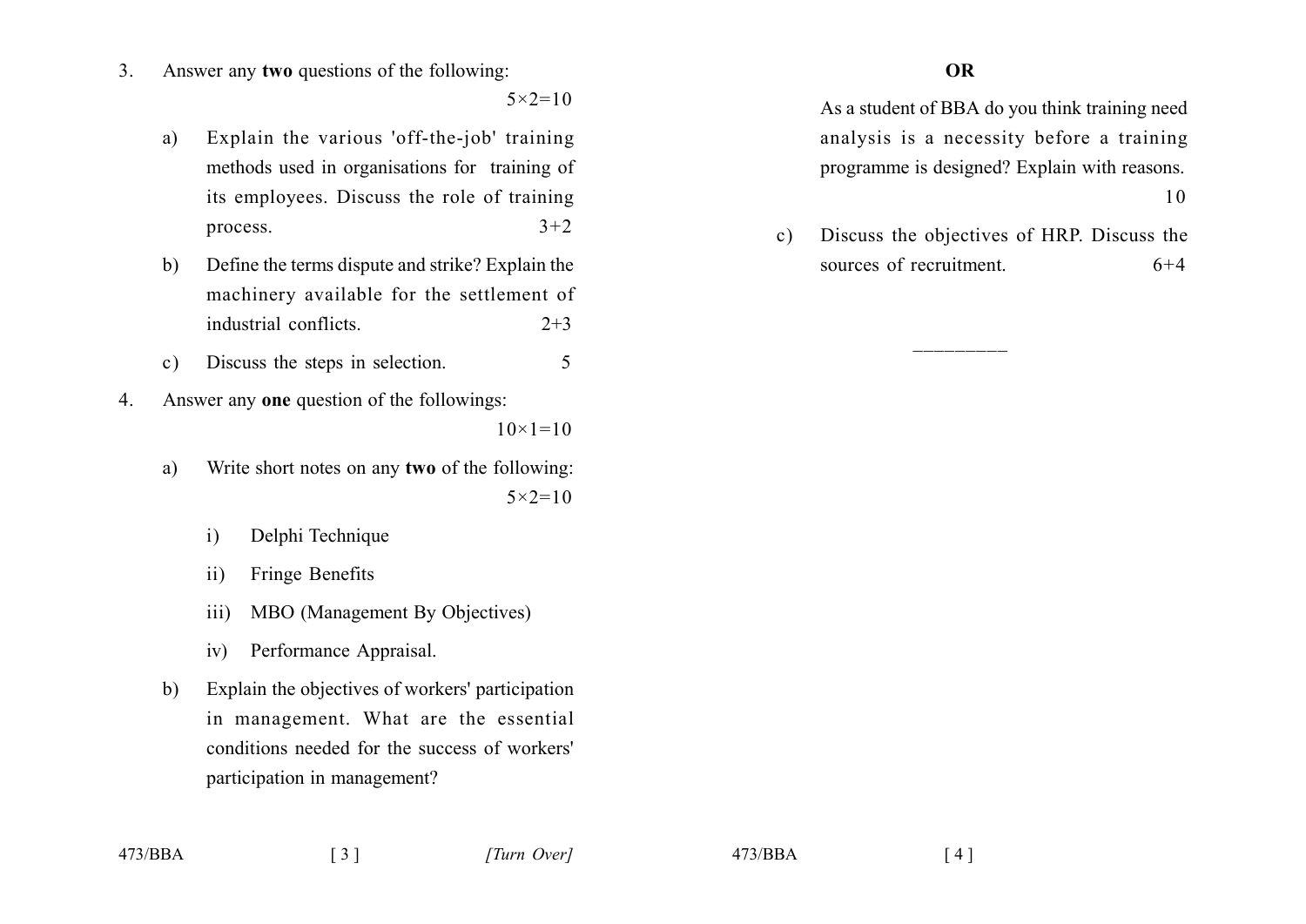3. Answer any **two** questions of the following:

5×2=10

   a) Explain the various 'off-the-job' training methods used in organisations for training of its employees. Discuss the role of training process. 3+2

   b) Define the terms dispute and strike? Explain the machinery available for the settlement of industrial conflicts. 2+3

   c) Discuss the steps in selection. 5

4. Answer any **one** question of the followings:

10×1=10

   a) Write short notes on any **two** of the following:

   5×2=10

      i) Delphi Technique

      ii) Fringe Benefits

      iii) MBO (Management By Objectives)

      iv) Performance Appraisal.

   b) Explain the objectives of workers' participation in management. What are the essential conditions needed for the success of workers' participation in management?

   **OR**

   As a student of BBA do you think training need analysis is a necessity before a training programme is designed? Explain with reasons. 10

   c) Discuss the objectives of HRP. Discuss the sources of recruitment. 6+4

---